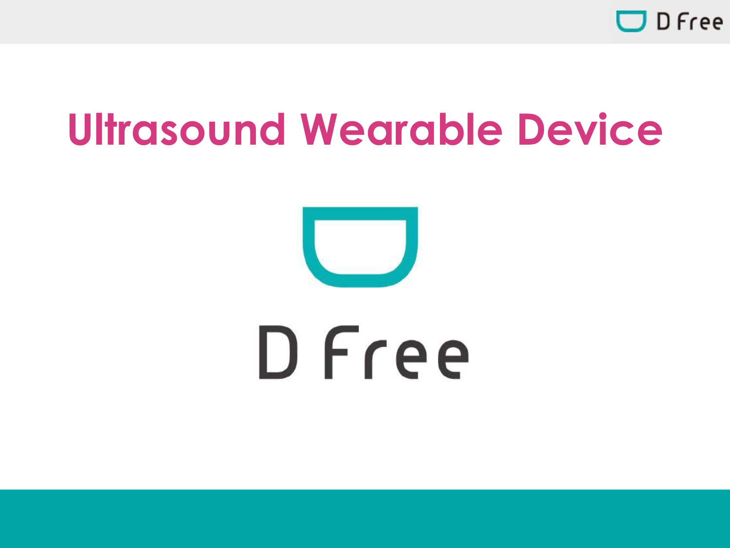# Ultrasound Wearable Device

D Free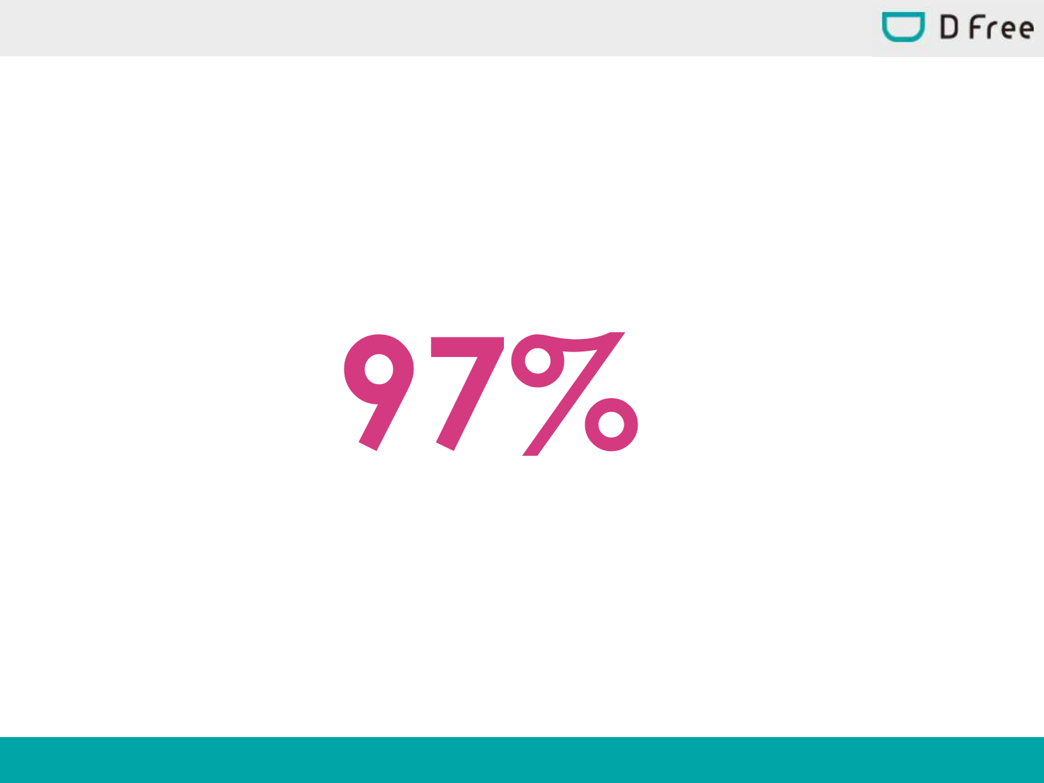# 97%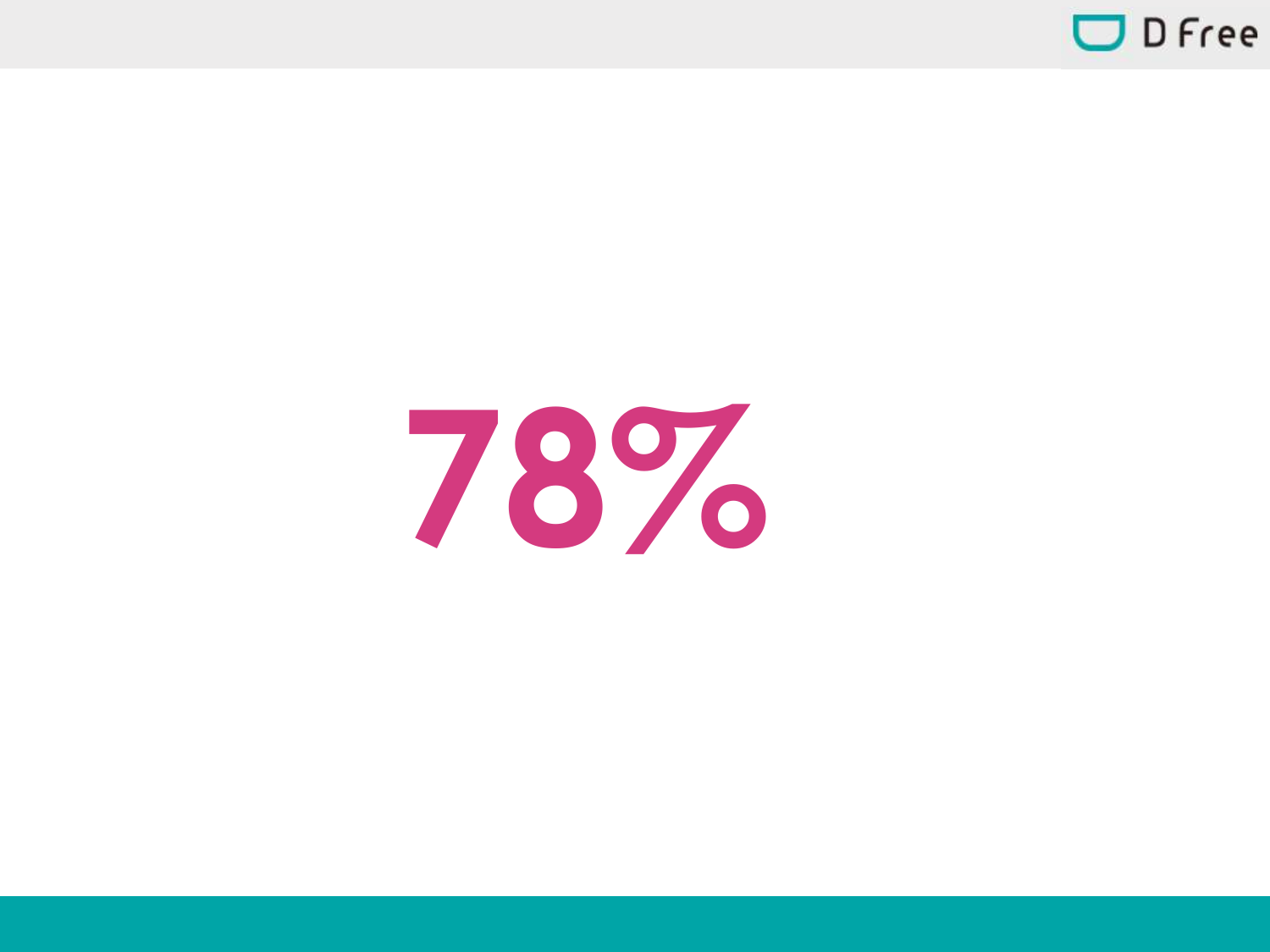78%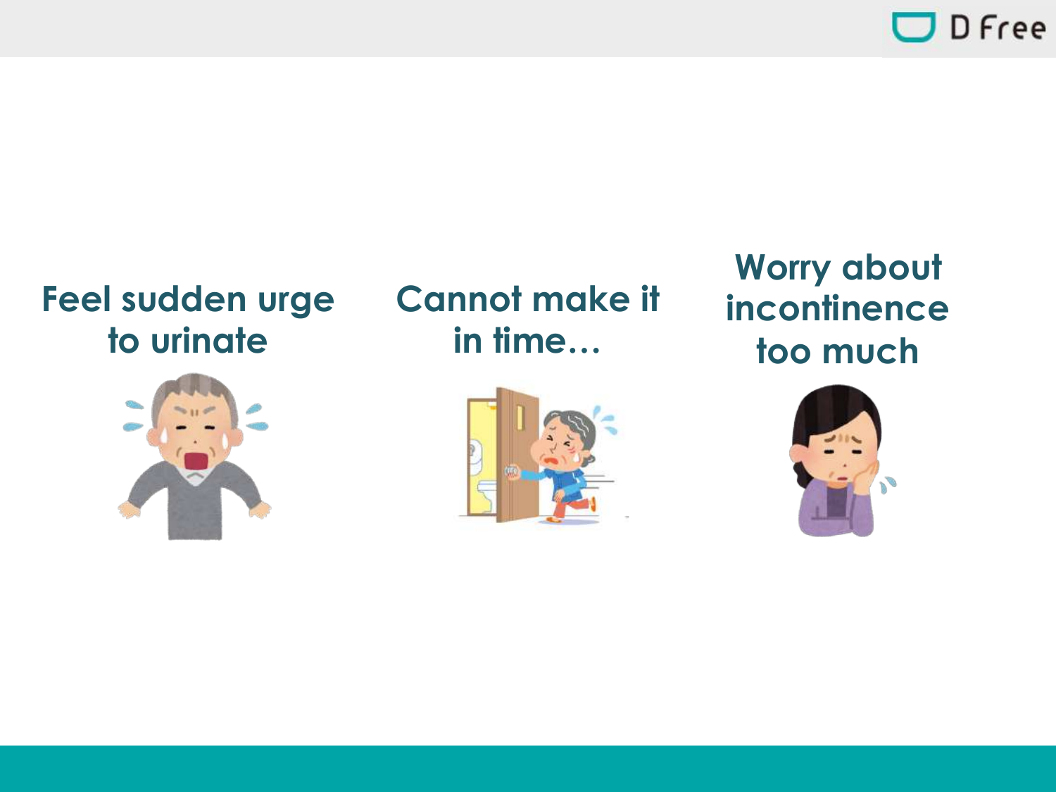**Feel sudden urge to urinate**

**Cannot make it in time…**

**Worry about incontinence too much**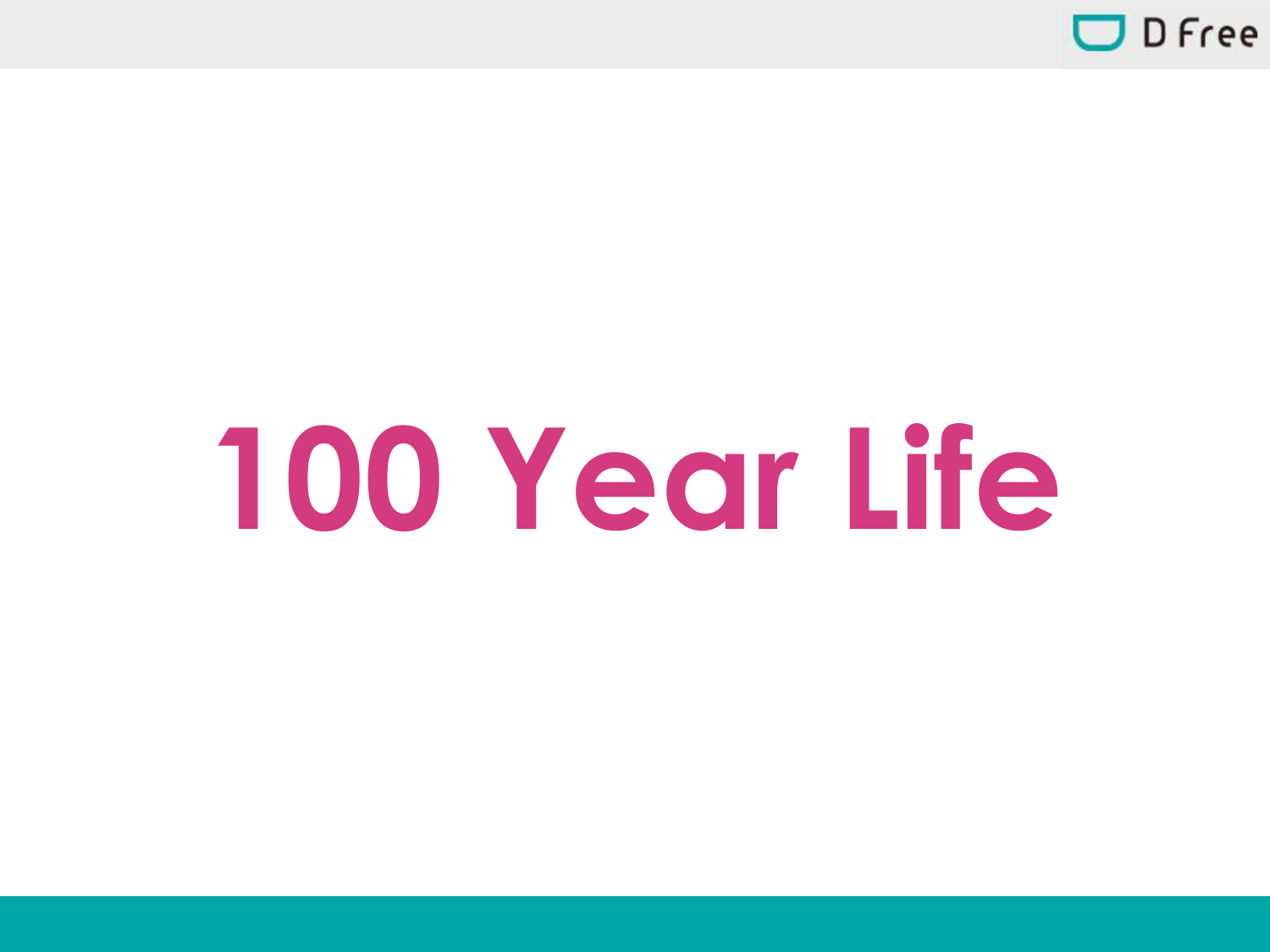# 100 Year Life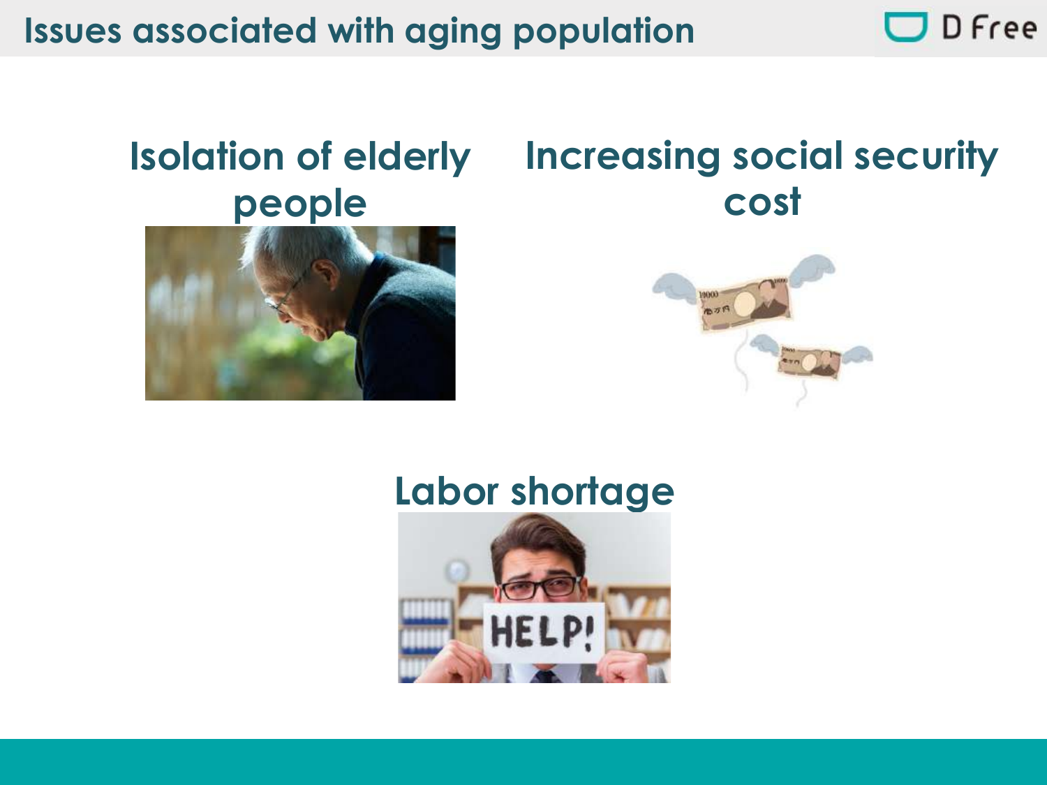# Issues associated with aging population

**Isolation of elderly people**

**Increasing social security cost**

**Labor shortage**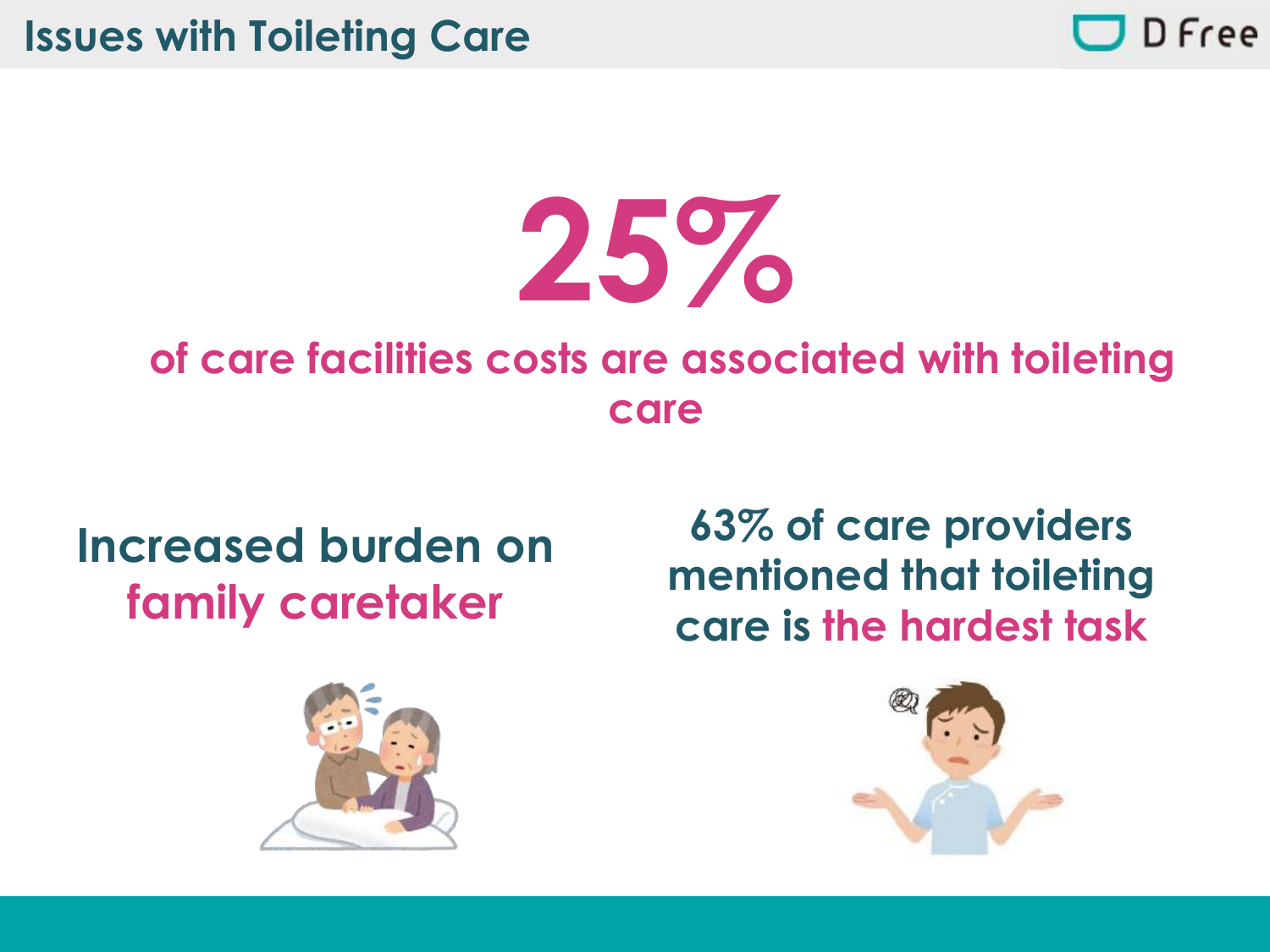# Issues with Toileting Care

D Free

## 25%

**of care facilities costs are associated with toileting care**

**Increased burden on family caretaker**

**63% of care providers mentioned that toileting care is the hardest task**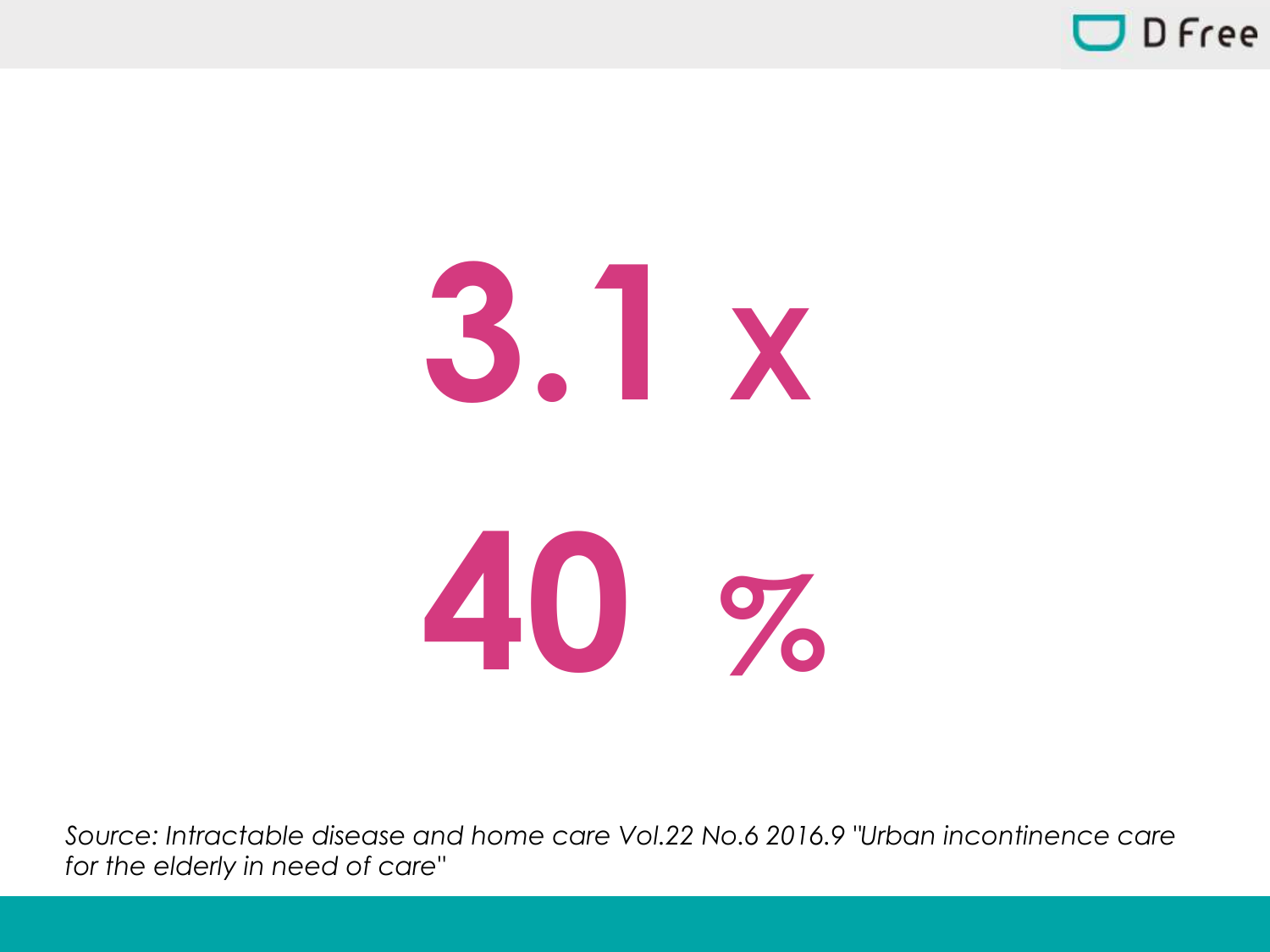# 3.1 x

# 40 %

*Source: Intractable disease and home care Vol.22 No.6 2016.9 "Urban incontinence care for the elderly in need of care"*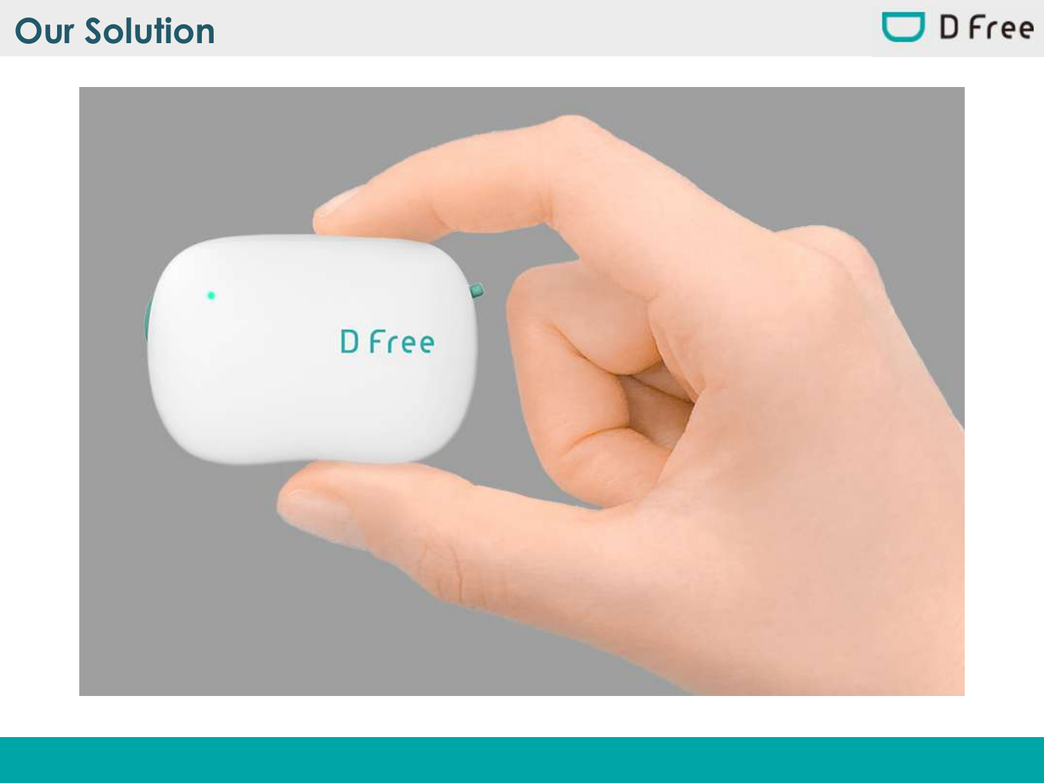# Our Solution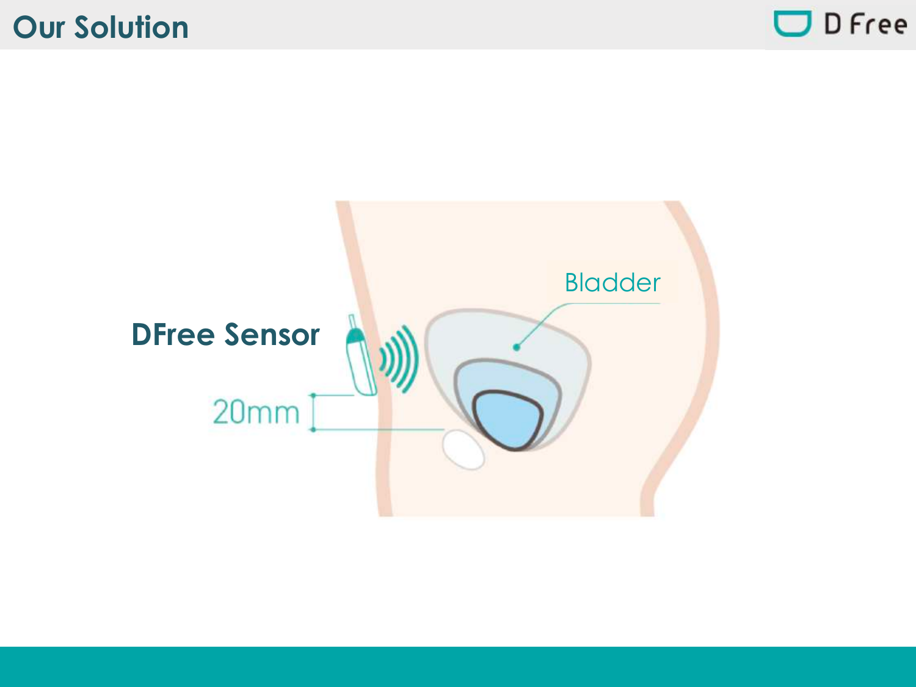# Our Solution

DFree Sensor

20mm

Bladder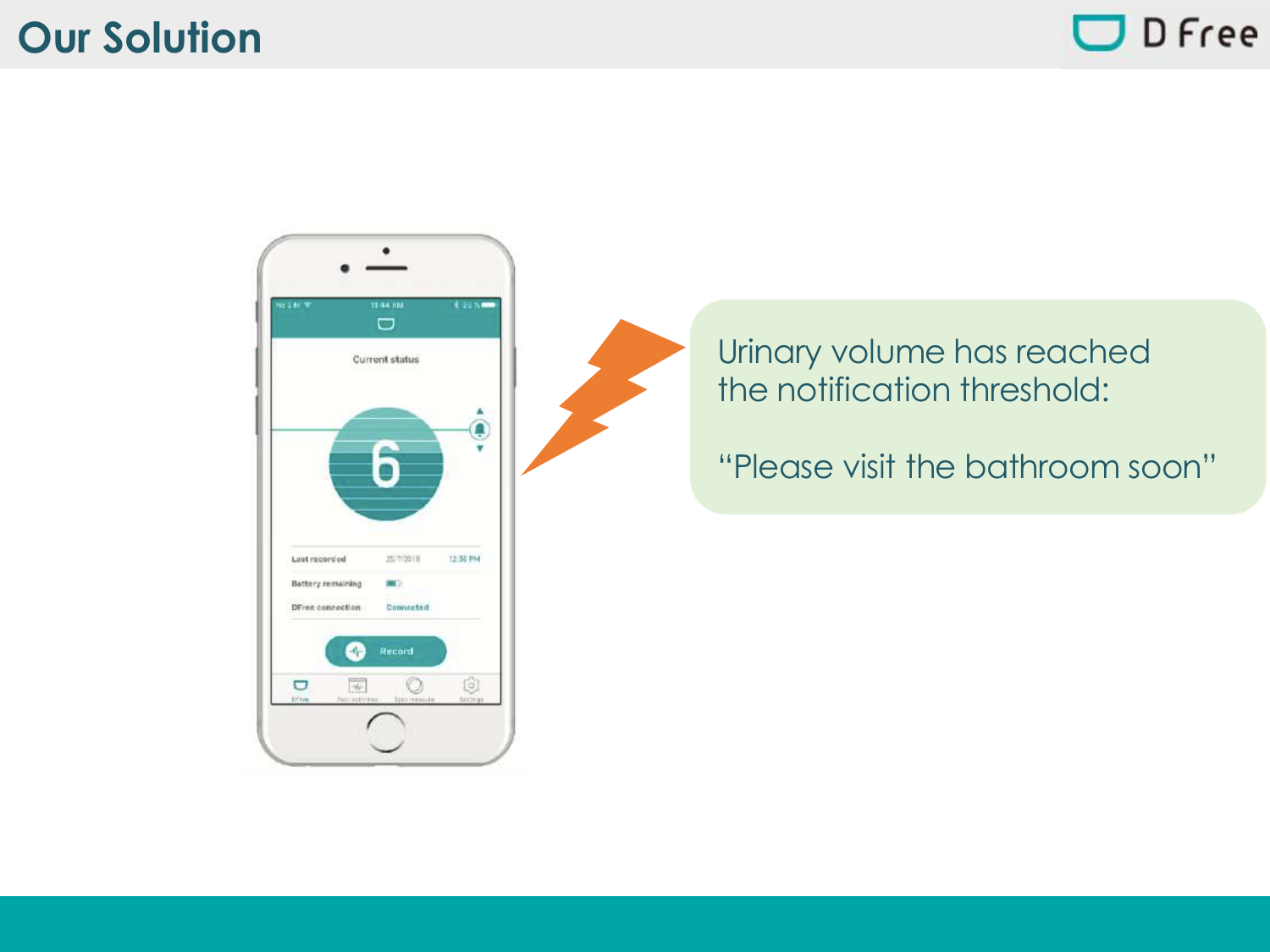# Our Solution

Urinary volume has reached the notification threshold:

"Please visit the bathroom soon"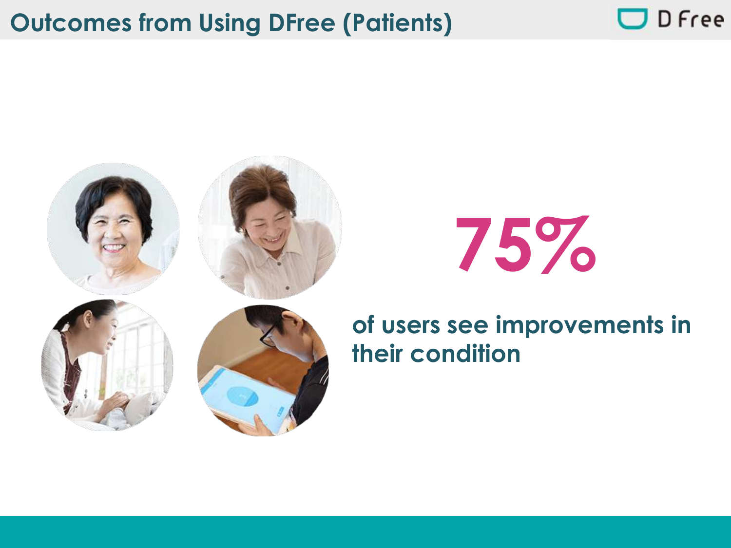# Outcomes from Using DFree (Patients)

**75%**

**of users see improvements in their condition**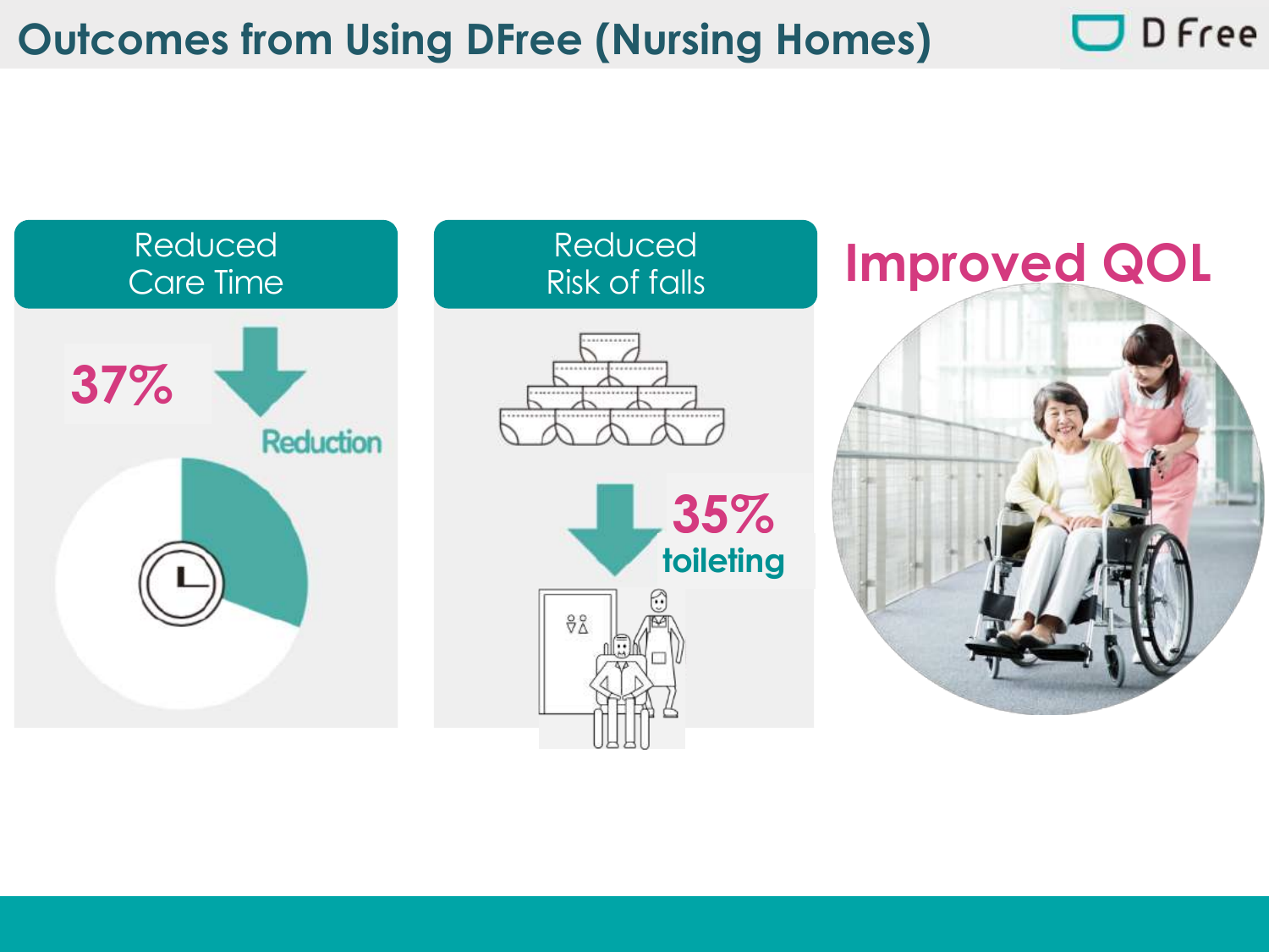# Outcomes from Using DFree (Nursing Homes)

**Reduced Care Time**

37% Reduction

**Reduced Risk of falls**

35% toileting

**Improved QOL**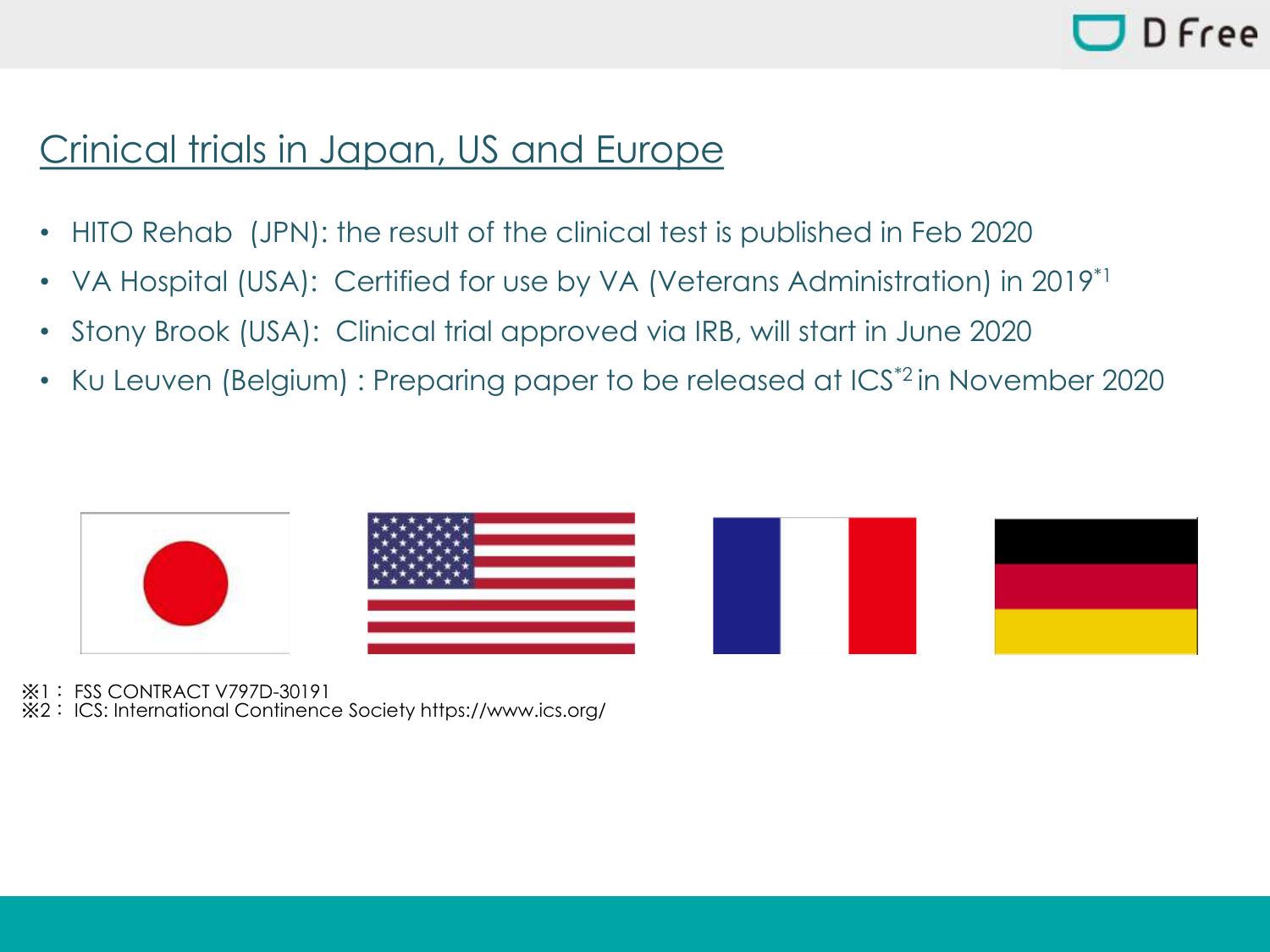## Crinical trials in Japan, US and Europe

- HITO Rehab (JPN): the result of the clinical test is published in Feb 2020
- VA Hospital (USA): Certified for use by VA (Veterans Administration) in 2019[*1]
- Stony Brook (USA): Clinical trial approved via IRB, will start in June 2020
- Ku Leuven (Belgium) : Preparing paper to be released at ICS[*2] in November 2020

※1： FSS CONTRACT V797D-30191
※2： ICS: International Continence Society https://www.ics.org/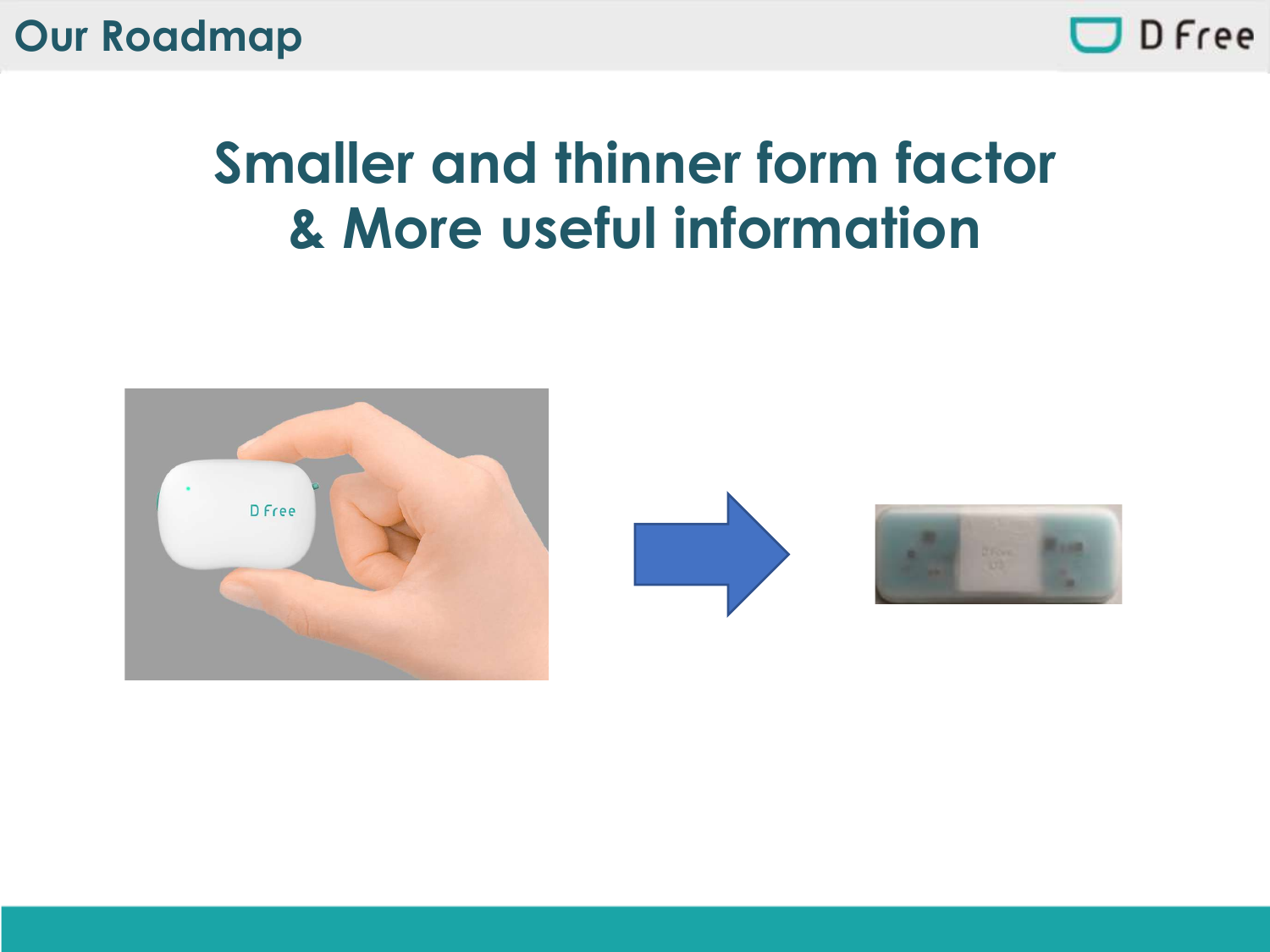# Our Roadmap

## Smaller and thinner form factor & More useful information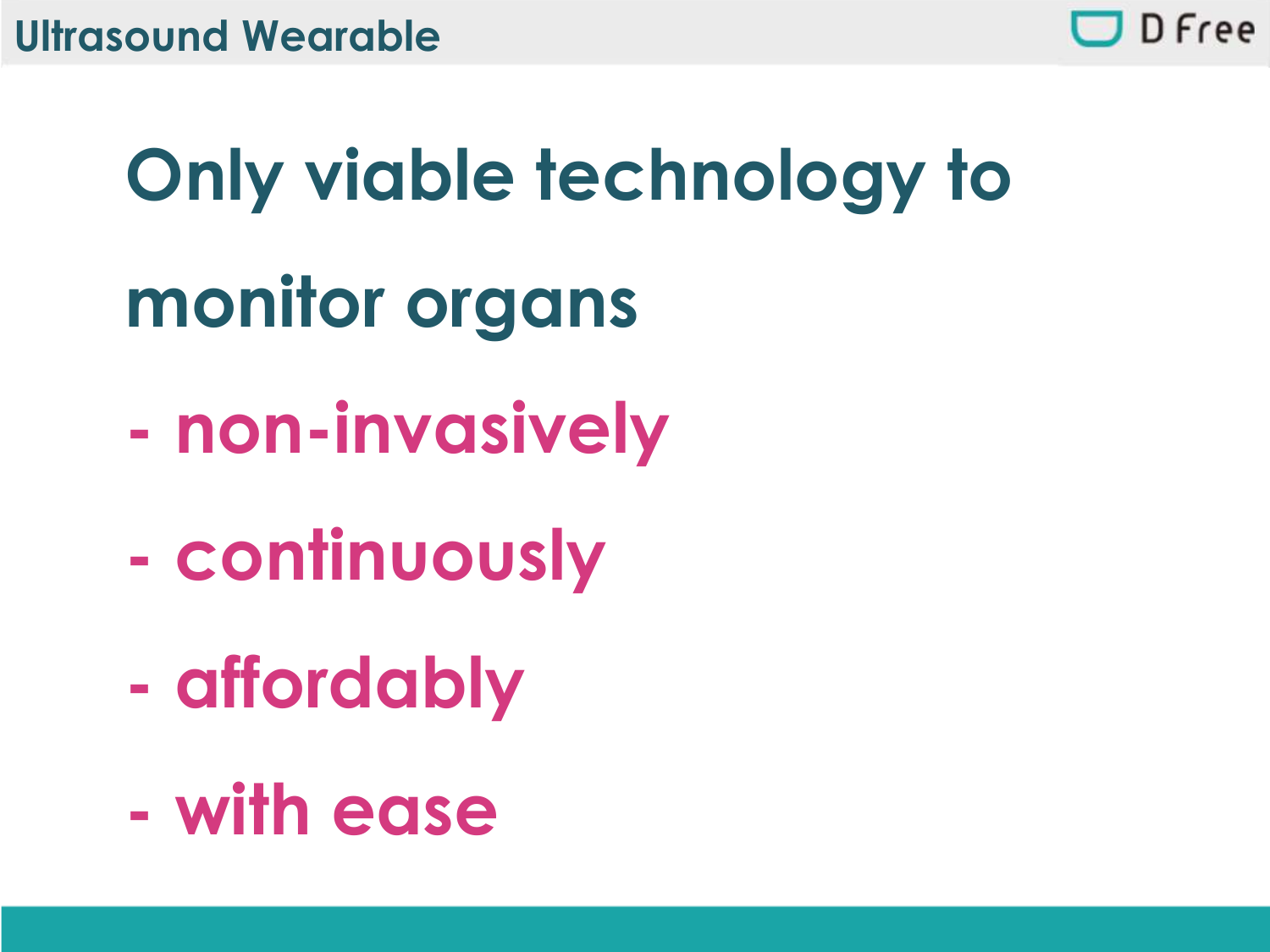## Ultrasound Wearable

# Only viable technology to monitor organs

- non-invasively
- continuously
- affordably
- with ease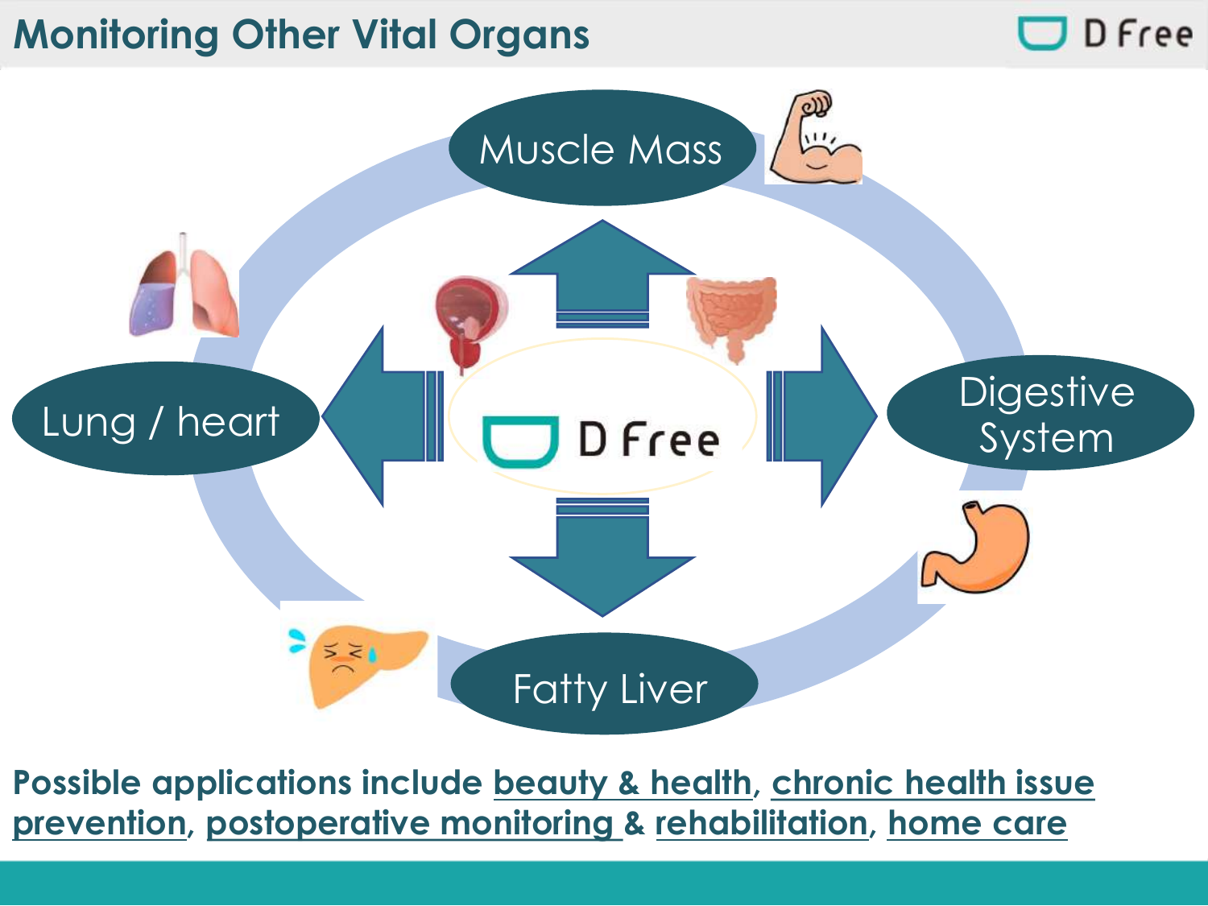# Monitoring Other Vital Organs

Muscle Mass

Lung / heart

D Free

Digestive System

Fatty Liver

**Possible applications include beauty & health, chronic health issue prevention, postoperative monitoring & rehabilitation, home care**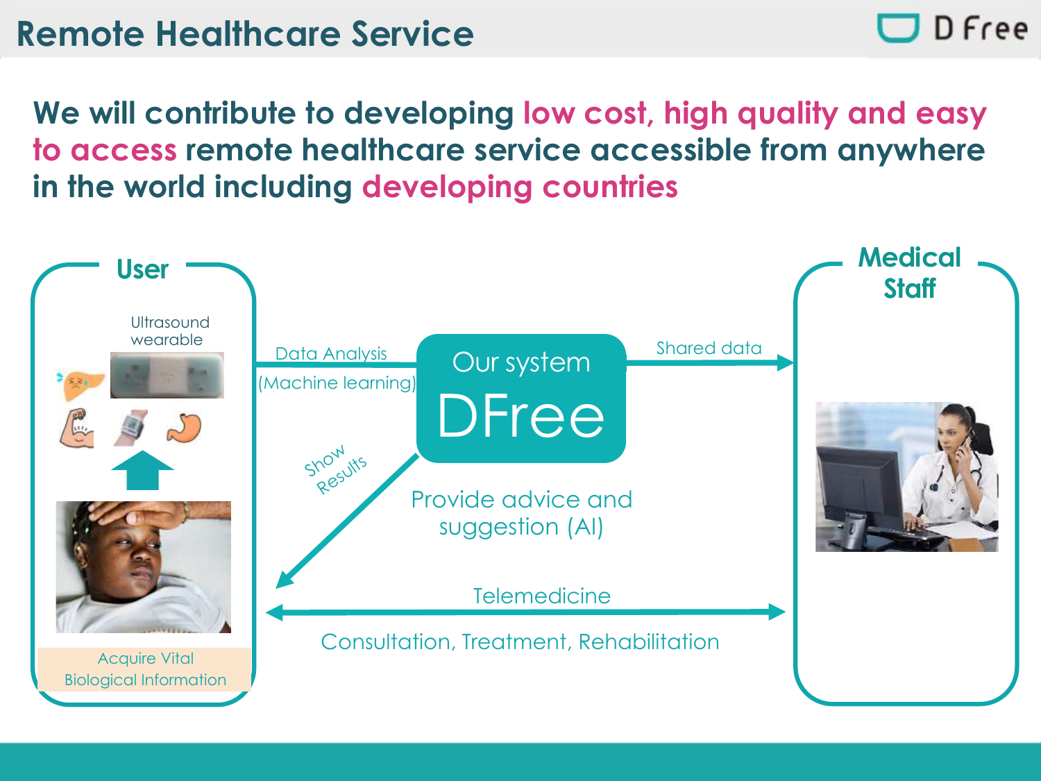# Remote Healthcare Service

**We will contribute to developing low cost, high quality and easy to access remote healthcare service accessible from anywhere in the world including developing countries**

User

Ultrasound wearable

Acquire Vital Biological Information

Data Analysis

(Machine learning)

Our system

DFree

Shared data

Medical Staff

Show Results

Provide advice and suggestion (AI)

Telemedicine

Consultation, Treatment, Rehabilitation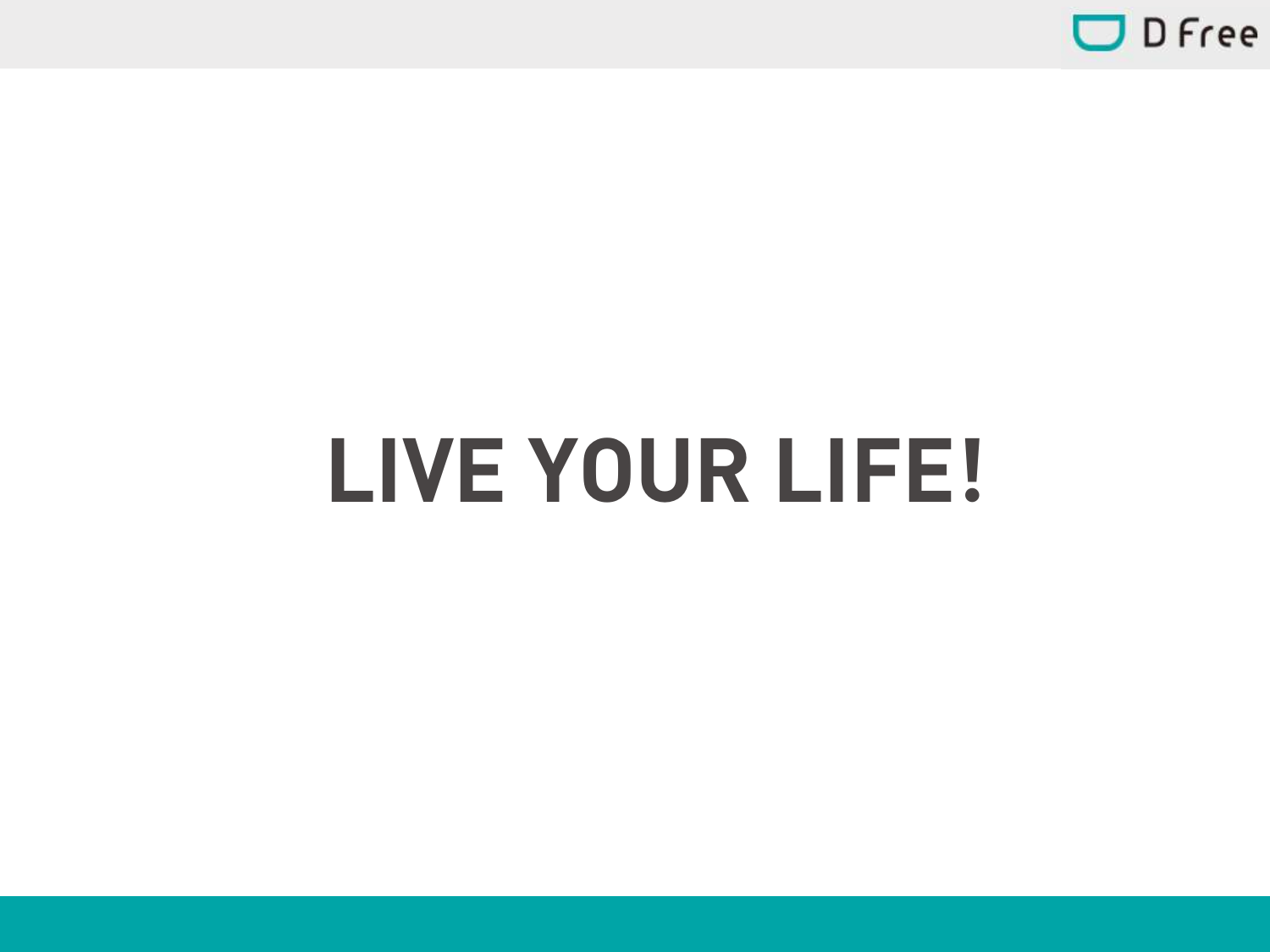# LIVE YOUR LIFE!